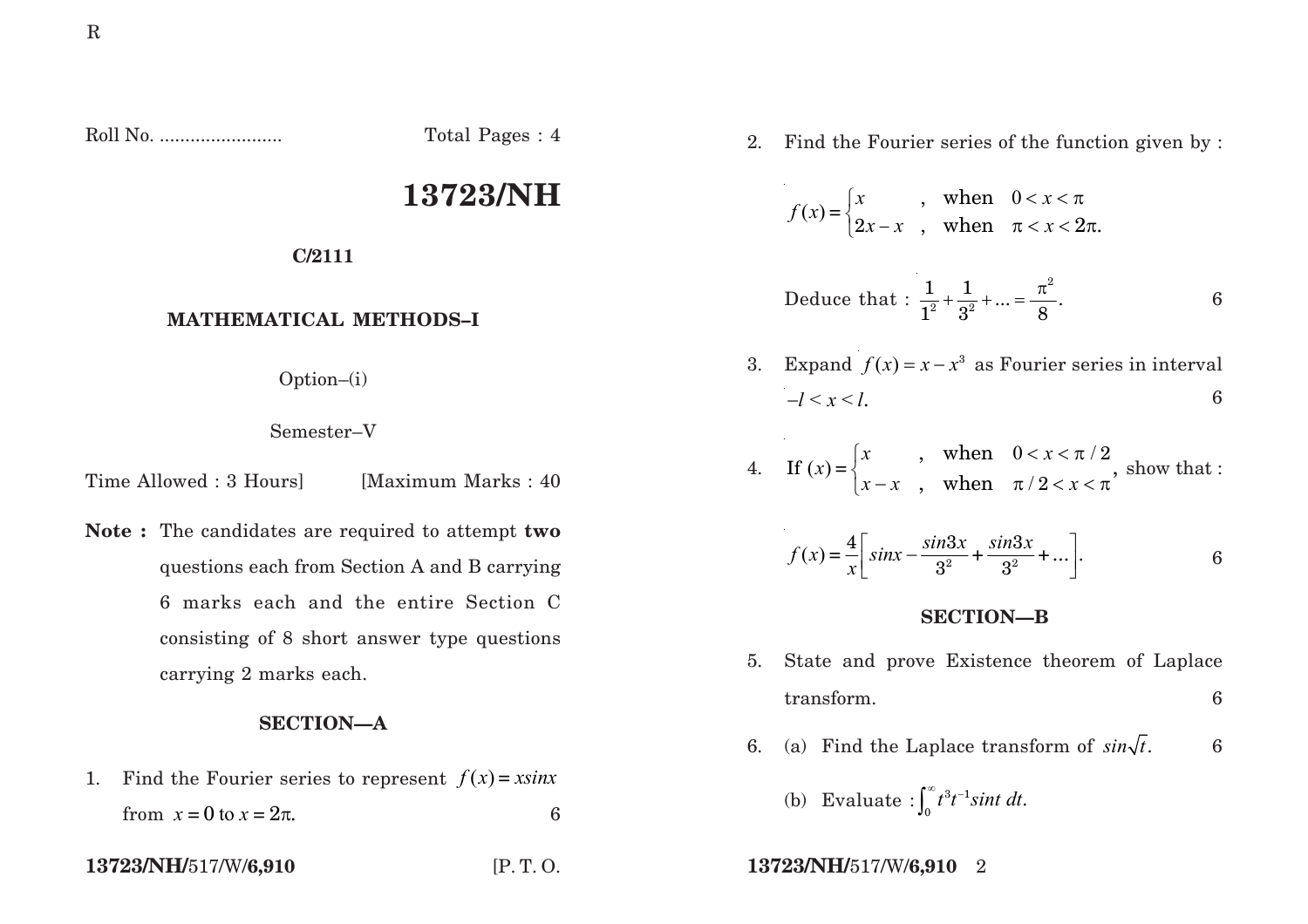R

Roll No. ........................ Total Pages : 4

# 13723/NH

**C/2111**

## MATHEMATICAL METHODS–I

Option–(i)

Semester–V

Time Allowed : 3 Hours] [Maximum Marks : 40

**Note :** The candidates are required to attempt **two** questions each from Section A and B carrying 6 marks each and the entire Section C consisting of 8 short answer type questions carrying 2 marks each.

### SECTION—A

1. Find the Fourier series to represent $f(x) = x\sin x$ from $x = 0$ to $x = 2\pi$. 6

2. Find the Fourier series of the function given by :

$$f(x) = \begin{cases} x & , \text{ when } 0 < x < \pi \\ 2x - x & , \text{ when } \pi < x < 2\pi. \end{cases}$$

   Deduce that : $\frac{1}{1^2} + \frac{1}{3^2} + ... = \frac{\pi^2}{8}$. 6

3. Expand $f(x) = x - x^3$ as Fourier series in interval $-l < x < l$. 6

4. If $(x) = \begin{cases} x & , \text{ when } 0 < x < \pi/2 \\ x - x & , \text{ when } \pi/2 < x < \pi \end{cases}$, show that :

$$f(x) = \frac{4}{x}\left[ sinx - \frac{sin3x}{3^2} + \frac{sin3x}{3^2} + ... \right].$$ 6

### SECTION—B

5. State and prove Existence theorem of Laplace transform. 6

6. (a) Find the Laplace transform of $sin\sqrt{t}$. 6

   (b) Evaluate : $\int_0^{\infty} t^3 t^{-1} sint \, dt$.

13723/NH/517/W/6,910 [P. T. O.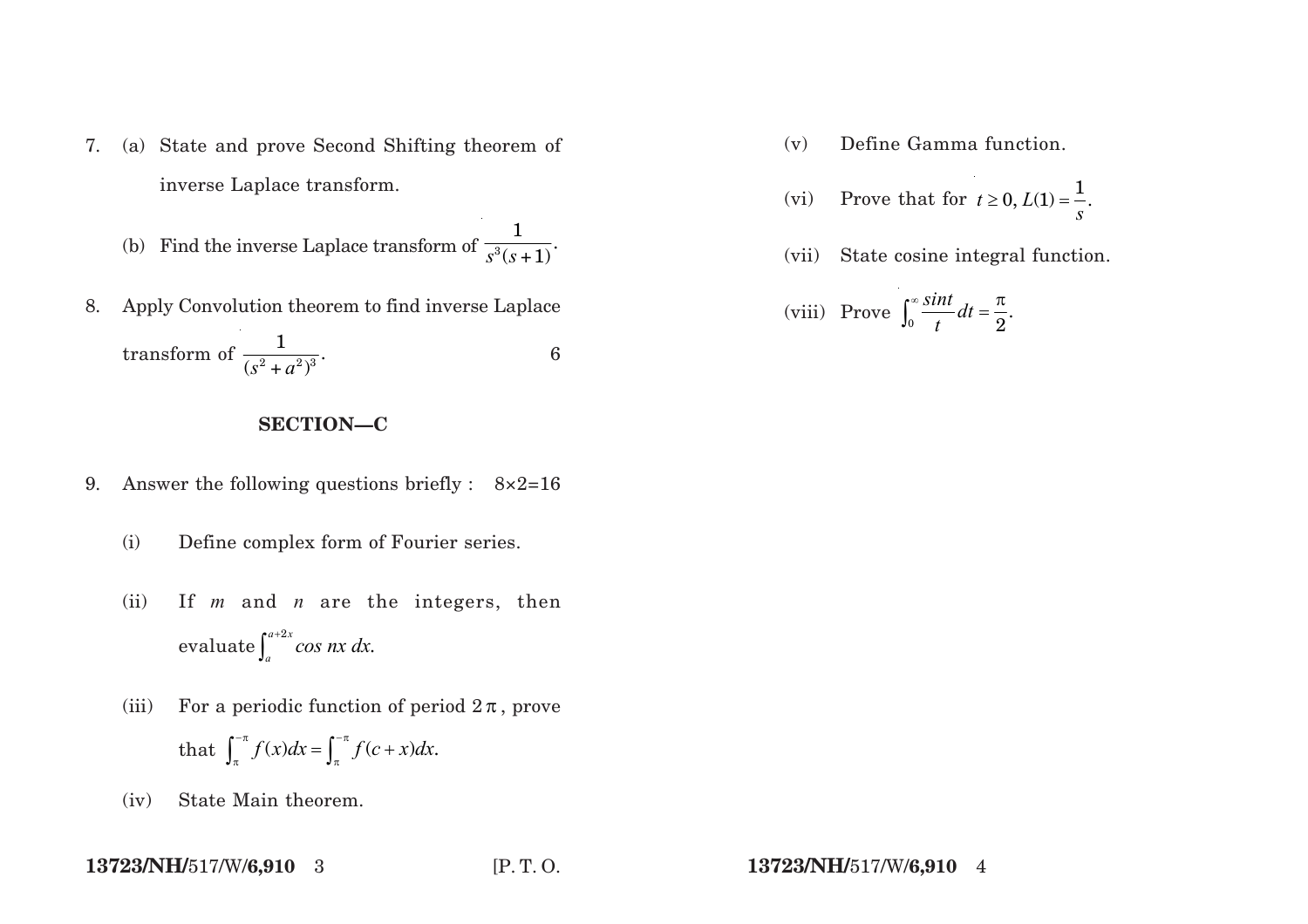7. (a) State and prove Second Shifting theorem of inverse Laplace transform.

   (b) Find the inverse Laplace transform of $\frac{1}{s^3(s+1)}$.

8. Apply Convolution theorem to find inverse Laplace transform of $\frac{1}{(s^2+a^2)^3}$. 6

## SECTION—C

9. Answer the following questions briefly : 8×2=16

   (i) Define complex form of Fourier series.

   (ii) If $m$ and $n$ are the integers, then evaluate $\int_{a}^{a+2x} \cos nx \, dx.$

   (iii) For a periodic function of period $2\pi$, prove that $\int_{\pi}^{-\pi} f(x)dx = \int_{\pi}^{-\pi} f(c+x)dx.$

   (iv) State Main theorem.

   (v) Define Gamma function.

   (vi) Prove that for $t \geq 0, L(1) = \frac{1}{s}.$

   (vii) State cosine integral function.

   (viii) Prove $\int_{0}^{\infty} \frac{\sin t}{t} dt = \frac{\pi}{2}.$